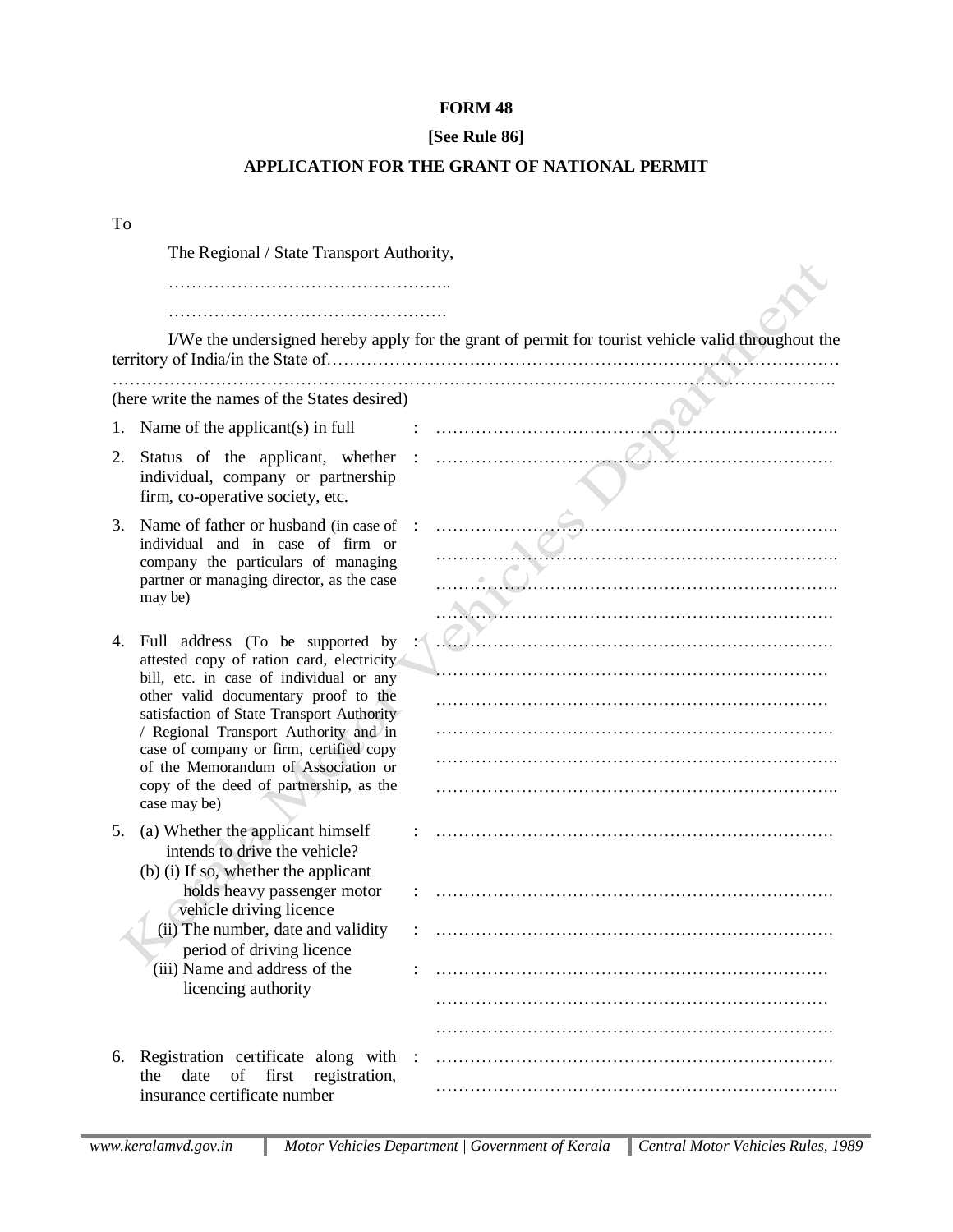**FORM 48**

**[See Rule 86]**

**APPLICATION FOR THE GRANT OF NATIONAL PERMIT**

To

The Regional / State Transport Authority,

…………………………………………..

………………………………………….

I/We the undersigned hereby apply for the grant of permit for tourist vehicle valid throughout the territory of India/in the State of……………………………………………………………………………… ……………………………………………………………………………………………………………….

(here write the names of the States desired)

1. Name of the applicant(s) in full : ……………………………………………………………..

2. Status of the applicant, whether individual, company or partnership firm, co-operative society, etc. : ……………………………………………………………

3. Name of father or husband (in case of individual and in case of firm or company the particulars of managing partner or managing director, as the case may be) : ……………………………………………………………..
……………………………………………………………..
……………………………………………………………..
…………………………………………………………….

4. Full address (To be supported by attested copy of ration card, electricity bill, etc. in case of individual or any other valid documentary proof to the satisfaction of State Transport Authority / Regional Transport Authority and in case of company or firm, certified copy of the Memorandum of Association or copy of the deed of partnership, as the case may be) : …………………………………………………………….
……………………………………………………………
……………………………………………………………
…………………………………………………………….
……………………………………………………………..
……………………………………………………………..

5. (a) Whether the applicant himself intends to drive the vehicle? : …………………………………………………………….
   (b) (i) If so, whether the applicant holds heavy passenger motor vehicle driving licence : …………………………………………………………….
   (ii) The number, date and validity period of driving licence : …………………………………………………………….
   (iii) Name and address of the licencing authority : ……………………………………………………………
……………………………………………………………
…………………………………………………………….

6. Registration certificate along with the date of first registration, insurance certificate number : …………………………………………………………….
……………………………………………………………..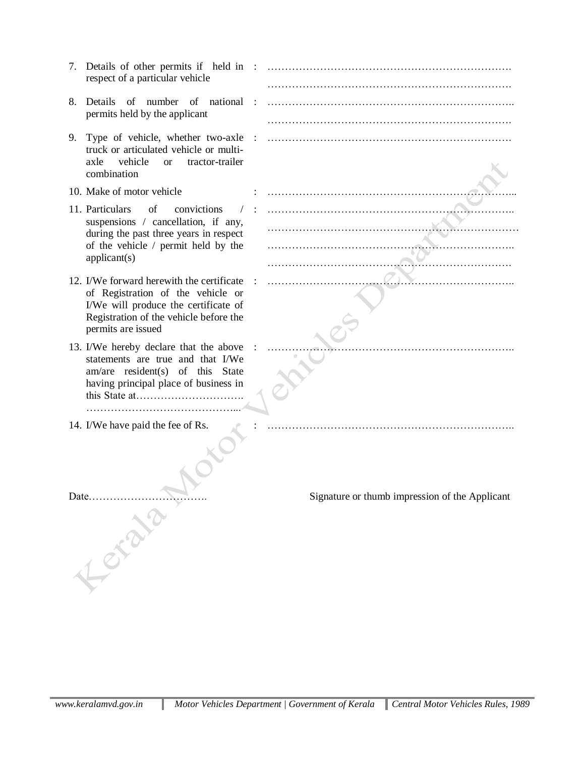7. Details of other permits if held in respect of a particular vehicle : ……………………………………………………………
……………………………………………………………

8. Details of number of national permits held by the applicant : ……………………………………………………………
……………………………………………………………

9. Type of vehicle, whether two-axle truck or articulated vehicle or multi-axle vehicle or tractor-trailer combination : ……………………………………………………………

10. Make of motor vehicle : ……………………………………………………………

11. Particulars of convictions / suspensions / cancellation, if any, during the past three years in respect of the vehicle / permit held by the applicant(s) : ……………………………………………………………
……………………………………………………………
……………………………………………………………
……………………………………………………………

12. I/We forward herewith the certificate of Registration of the vehicle or I/We will produce the certificate of Registration of the vehicle before the permits are issued : ……………………………………………………………

13. I/We hereby declare that the above statements are true and that I/We am/are resident(s) of this State having principal place of business in this State at…………………………. ……………………………………... : ……………………………………………………………

14. I/We have paid the fee of Rs. : ……………………………………………………………

Date…………………………….

Signature or thumb impression of the Applicant